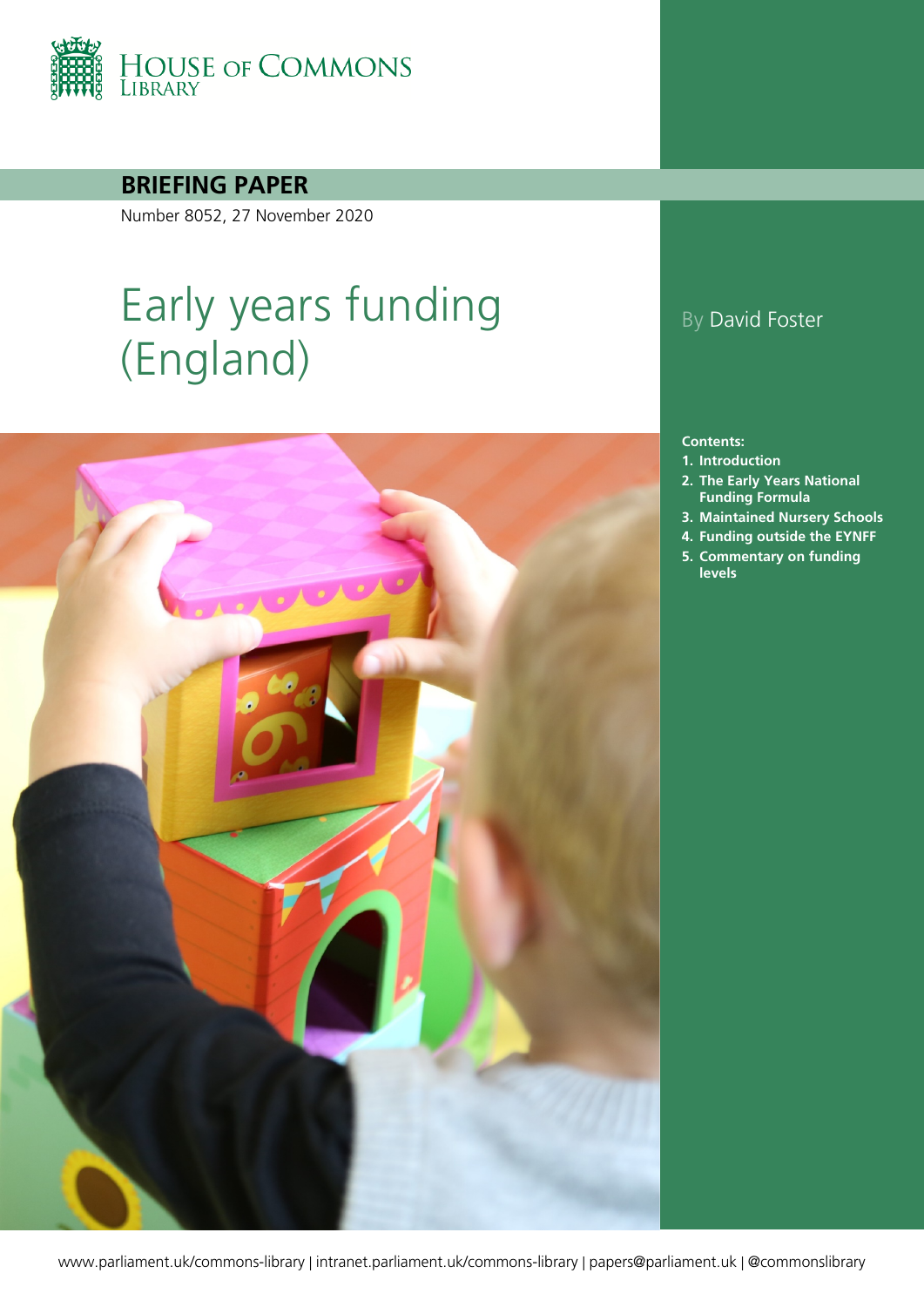House of Commons Library

**BRIEFING PAPER**

Number 8052, 27 November 2020

# Early years funding (England)

By David Foster

**Contents:**

1. Introduction
2. The Early Years National Funding Formula
3. Maintained Nursery Schools
4. Funding outside the EYNFF
5. Commentary on funding levels

www.parliament.uk/commons-library | intranet.parliament.uk/commons-library | papers@parliament.uk | @commonslibrary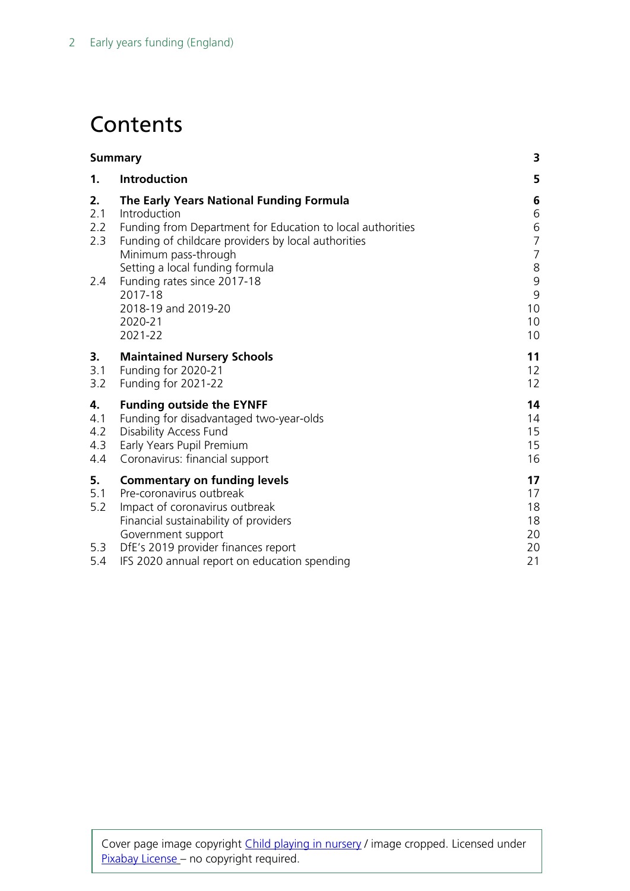# Contents

| | | |
|---|---|---|
| **Summary** | | **3** |
| **1.** | **Introduction** | **5** |
| **2.** | **The Early Years National Funding Formula** | **6** |
| 2.1 | Introduction | 6 |
| 2.2 | Funding from Department for Education to local authorities | 6 |
| 2.3 | Funding of childcare providers by local authorities | 7 |
| | Minimum pass-through | 7 |
| | Setting a local funding formula | 8 |
| 2.4 | Funding rates since 2017-18 | 9 |
| | 2017-18 | 9 |
| | 2018-19 and 2019-20 | 10 |
| | 2020-21 | 10 |
| | 2021-22 | 10 |
| **3.** | **Maintained Nursery Schools** | **11** |
| 3.1 | Funding for 2020-21 | 12 |
| 3.2 | Funding for 2021-22 | 12 |
| **4.** | **Funding outside the EYNFF** | **14** |
| 4.1 | Funding for disadvantaged two-year-olds | 14 |
| 4.2 | Disability Access Fund | 15 |
| 4.3 | Early Years Pupil Premium | 15 |
| 4.4 | Coronavirus: financial support | 16 |
| **5.** | **Commentary on funding levels** | **17** |
| 5.1 | Pre-coronavirus outbreak | 17 |
| 5.2 | Impact of coronavirus outbreak | 18 |
| | Financial sustainability of providers | 18 |
| | Government support | 20 |
| 5.3 | DfE's 2019 provider finances report | 20 |
| 5.4 | IFS 2020 annual report on education spending | 21 |

Cover page image copyright Child playing in nursery / image cropped. Licensed under Pixabay License – no copyright required.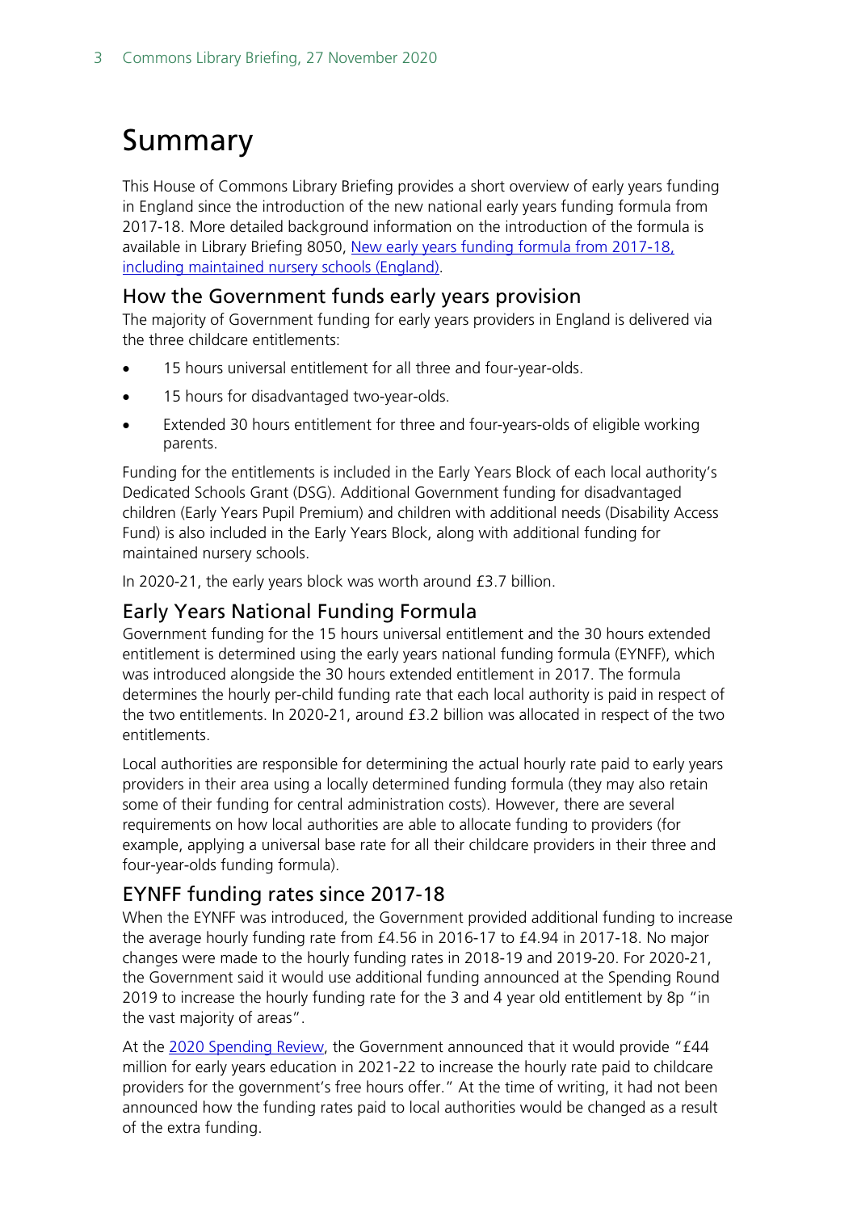# Summary

This House of Commons Library Briefing provides a short overview of early years funding in England since the introduction of the new national early years funding formula from 2017-18. More detailed background information on the introduction of the formula is available in Library Briefing 8050, [New early years funding formula from 2017-18, including maintained nursery schools (England)](#).

## How the Government funds early years provision

The majority of Government funding for early years providers in England is delivered via the three childcare entitlements:

- 15 hours universal entitlement for all three and four-year-olds.
- 15 hours for disadvantaged two-year-olds.
- Extended 30 hours entitlement for three and four-years-olds of eligible working parents.

Funding for the entitlements is included in the Early Years Block of each local authority's Dedicated Schools Grant (DSG). Additional Government funding for disadvantaged children (Early Years Pupil Premium) and children with additional needs (Disability Access Fund) is also included in the Early Years Block, along with additional funding for maintained nursery schools.

In 2020-21, the early years block was worth around £3.7 billion.

## Early Years National Funding Formula

Government funding for the 15 hours universal entitlement and the 30 hours extended entitlement is determined using the early years national funding formula (EYNFF), which was introduced alongside the 30 hours extended entitlement in 2017. The formula determines the hourly per-child funding rate that each local authority is paid in respect of the two entitlements. In 2020-21, around £3.2 billion was allocated in respect of the two entitlements.

Local authorities are responsible for determining the actual hourly rate paid to early years providers in their area using a locally determined funding formula (they may also retain some of their funding for central administration costs). However, there are several requirements on how local authorities are able to allocate funding to providers (for example, applying a universal base rate for all their childcare providers in their three and four-year-olds funding formula).

## EYNFF funding rates since 2017-18

When the EYNFF was introduced, the Government provided additional funding to increase the average hourly funding rate from £4.56 in 2016-17 to £4.94 in 2017-18. No major changes were made to the hourly funding rates in 2018-19 and 2019-20. For 2020-21, the Government said it would use additional funding announced at the Spending Round 2019 to increase the hourly funding rate for the 3 and 4 year old entitlement by 8p "in the vast majority of areas".

At the [2020 Spending Review](#), the Government announced that it would provide "£44 million for early years education in 2021-22 to increase the hourly rate paid to childcare providers for the government's free hours offer." At the time of writing, it had not been announced how the funding rates paid to local authorities would be changed as a result of the extra funding.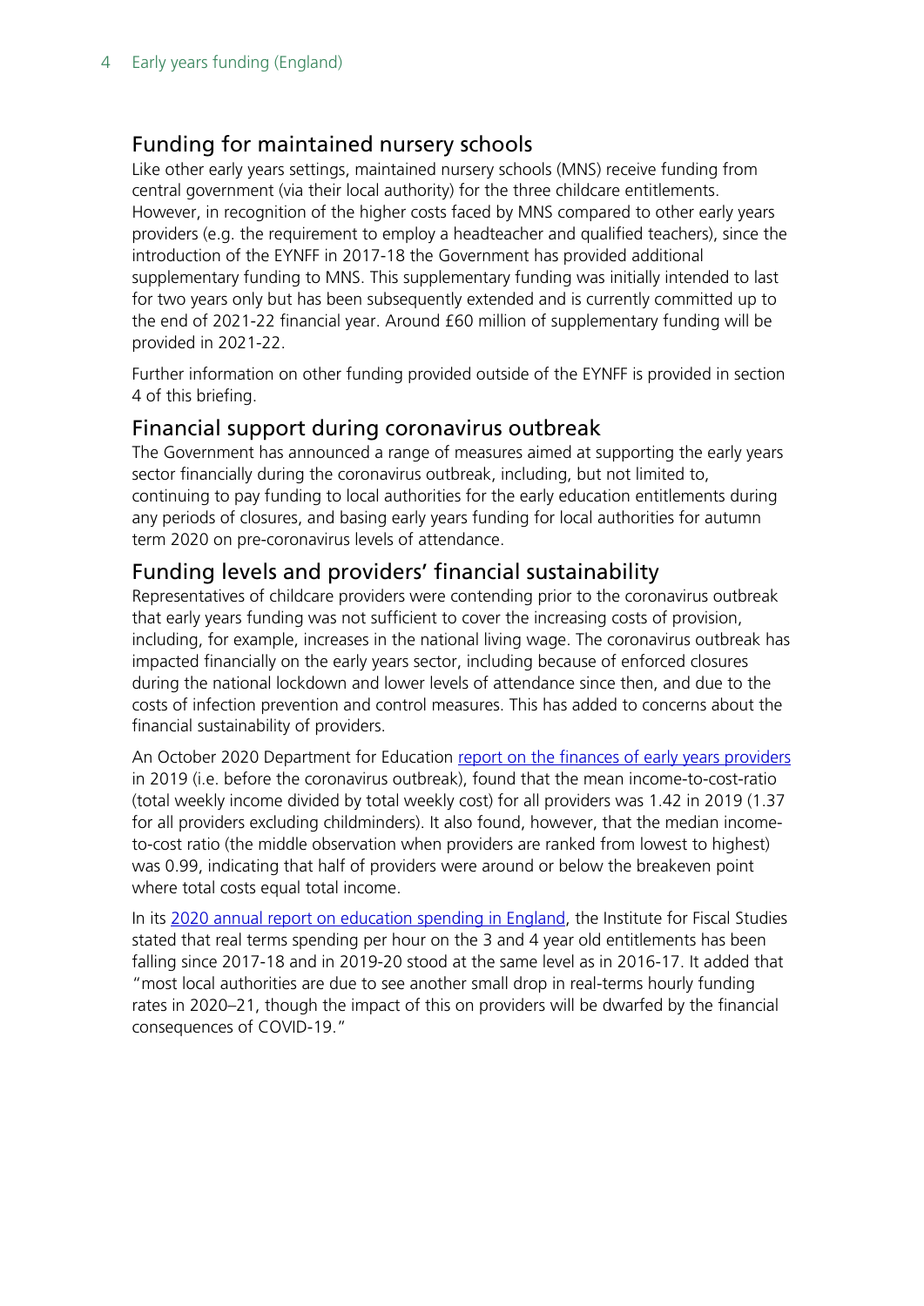## Funding for maintained nursery schools

Like other early years settings, maintained nursery schools (MNS) receive funding from central government (via their local authority) for the three childcare entitlements. However, in recognition of the higher costs faced by MNS compared to other early years providers (e.g. the requirement to employ a headteacher and qualified teachers), since the introduction of the EYNFF in 2017-18 the Government has provided additional supplementary funding to MNS. This supplementary funding was initially intended to last for two years only but has been subsequently extended and is currently committed up to the end of 2021-22 financial year. Around £60 million of supplementary funding will be provided in 2021-22.

Further information on other funding provided outside of the EYNFF is provided in section 4 of this briefing.

## Financial support during coronavirus outbreak

The Government has announced a range of measures aimed at supporting the early years sector financially during the coronavirus outbreak, including, but not limited to, continuing to pay funding to local authorities for the early education entitlements during any periods of closures, and basing early years funding for local authorities for autumn term 2020 on pre-coronavirus levels of attendance.

## Funding levels and providers' financial sustainability

Representatives of childcare providers were contending prior to the coronavirus outbreak that early years funding was not sufficient to cover the increasing costs of provision, including, for example, increases in the national living wage. The coronavirus outbreak has impacted financially on the early years sector, including because of enforced closures during the national lockdown and lower levels of attendance since then, and due to the costs of infection prevention and control measures. This has added to concerns about the financial sustainability of providers.

An October 2020 Department for Education [report on the finances of early years providers](#) in 2019 (i.e. before the coronavirus outbreak), found that the mean income-to-cost-ratio (total weekly income divided by total weekly cost) for all providers was 1.42 in 2019 (1.37 for all providers excluding childminders). It also found, however, that the median income-to-cost ratio (the middle observation when providers are ranked from lowest to highest) was 0.99, indicating that half of providers were around or below the breakeven point where total costs equal total income.

In its [2020 annual report on education spending in England](#), the Institute for Fiscal Studies stated that real terms spending per hour on the 3 and 4 year old entitlements has been falling since 2017-18 and in 2019-20 stood at the same level as in 2016-17. It added that "most local authorities are due to see another small drop in real-terms hourly funding rates in 2020–21, though the impact of this on providers will be dwarfed by the financial consequences of COVID-19."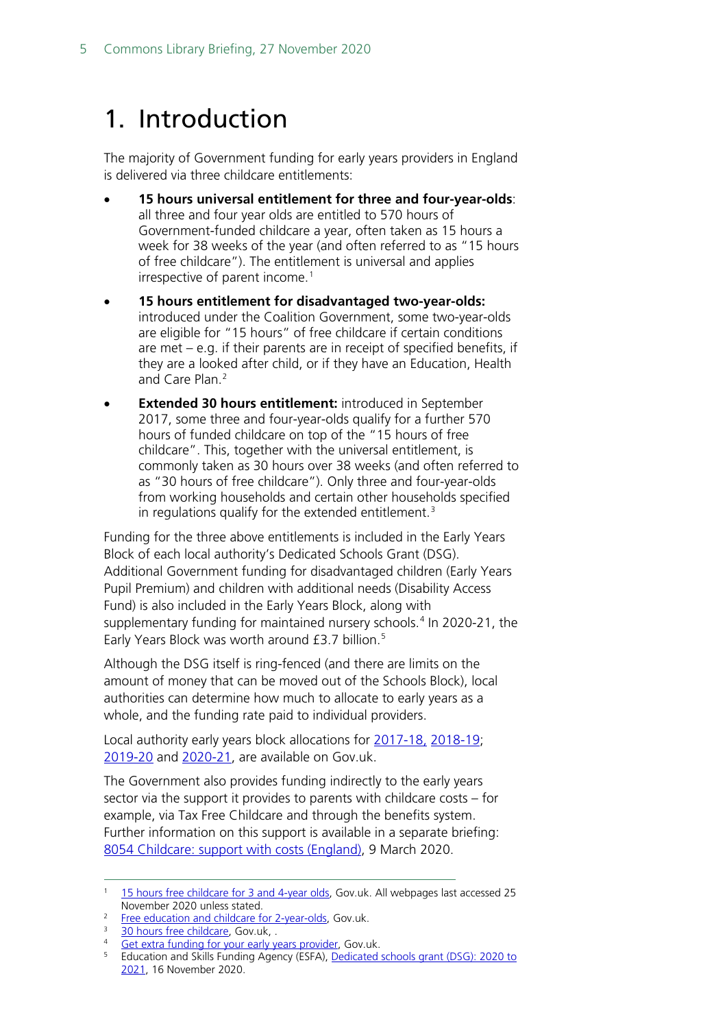# 1. Introduction

The majority of Government funding for early years providers in England is delivered via three childcare entitlements:

- **15 hours universal entitlement for three and four-year-olds**: all three and four year olds are entitled to 570 hours of Government-funded childcare a year, often taken as 15 hours a week for 38 weeks of the year (and often referred to as "15 hours of free childcare"). The entitlement is universal and applies irrespective of parent income.[1]
- **15 hours entitlement for disadvantaged two-year-olds:** introduced under the Coalition Government, some two-year-olds are eligible for "15 hours" of free childcare if certain conditions are met – e.g. if their parents are in receipt of specified benefits, if they are a looked after child, or if they have an Education, Health and Care Plan.[2]
- **Extended 30 hours entitlement:** introduced in September 2017, some three and four-year-olds qualify for a further 570 hours of funded childcare on top of the "15 hours of free childcare". This, together with the universal entitlement, is commonly taken as 30 hours over 38 weeks (and often referred to as "30 hours of free childcare"). Only three and four-year-olds from working households and certain other households specified in regulations qualify for the extended entitlement.[3]

Funding for the three above entitlements is included in the Early Years Block of each local authority's Dedicated Schools Grant (DSG). Additional Government funding for disadvantaged children (Early Years Pupil Premium) and children with additional needs (Disability Access Fund) is also included in the Early Years Block, along with supplementary funding for maintained nursery schools.[4] In 2020-21, the Early Years Block was worth around £3.7 billion.[5]

Although the DSG itself is ring-fenced (and there are limits on the amount of money that can be moved out of the Schools Block), local authorities can determine how much to allocate to early years as a whole, and the funding rate paid to individual providers.

Local authority early years block allocations for 2017-18, 2018-19; 2019-20 and 2020-21, are available on Gov.uk.

The Government also provides funding indirectly to the early years sector via the support it provides to parents with childcare costs – for example, via Tax Free Childcare and through the benefits system. Further information on this support is available in a separate briefing: 8054 Childcare: support with costs (England), 9 March 2020.

---

[1] 15 hours free childcare for 3 and 4-year olds, Gov.uk. All webpages last accessed 25 November 2020 unless stated.

[2] Free education and childcare for 2-year-olds, Gov.uk.

[3] 30 hours free childcare, Gov.uk, .

[4] Get extra funding for your early years provider, Gov.uk.

[5] Education and Skills Funding Agency (ESFA), Dedicated schools grant (DSG): 2020 to 2021, 16 November 2020.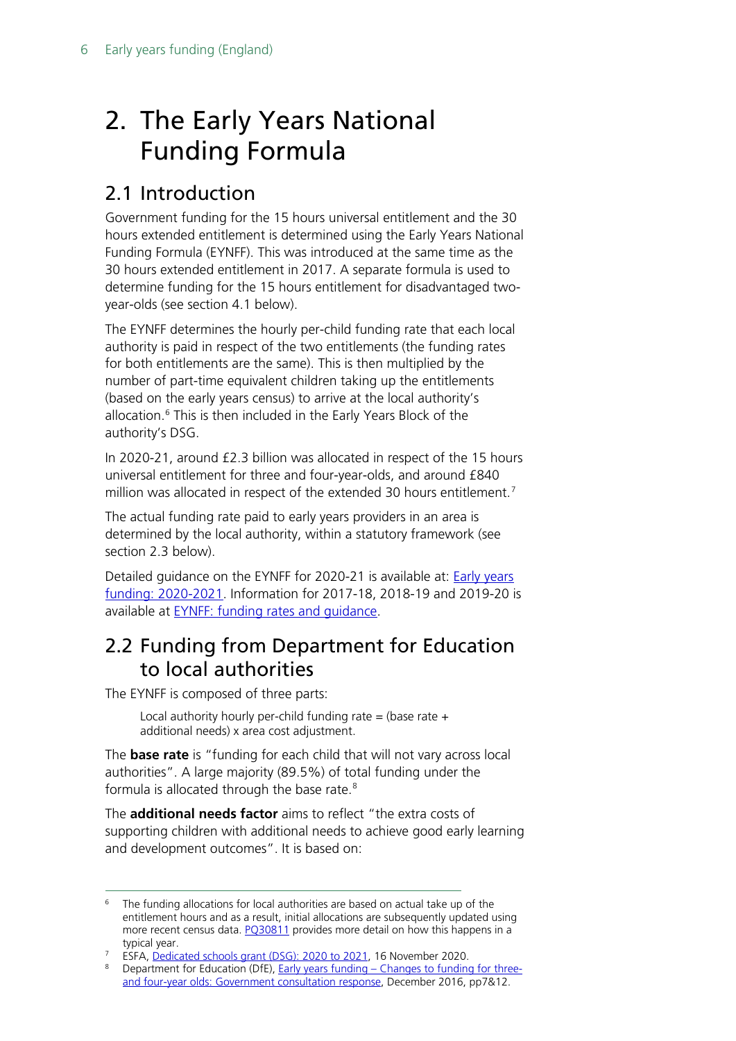# 2. The Early Years National Funding Formula

## 2.1 Introduction

Government funding for the 15 hours universal entitlement and the 30 hours extended entitlement is determined using the Early Years National Funding Formula (EYNFF). This was introduced at the same time as the 30 hours extended entitlement in 2017. A separate formula is used to determine funding for the 15 hours entitlement for disadvantaged two-year-olds (see section 4.1 below).

The EYNFF determines the hourly per-child funding rate that each local authority is paid in respect of the two entitlements (the funding rates for both entitlements are the same). This is then multiplied by the number of part-time equivalent children taking up the entitlements (based on the early years census) to arrive at the local authority's allocation.[6] This is then included in the Early Years Block of the authority's DSG.

In 2020-21, around £2.3 billion was allocated in respect of the 15 hours universal entitlement for three and four-year-olds, and around £840 million was allocated in respect of the extended 30 hours entitlement.[7]

The actual funding rate paid to early years providers in an area is determined by the local authority, within a statutory framework (see section 2.3 below).

Detailed guidance on the EYNFF for 2020-21 is available at: [Early years funding: 2020-2021](). Information for 2017-18, 2018-19 and 2019-20 is available at [EYNFF: funding rates and guidance]().

## 2.2 Funding from Department for Education to local authorities

The EYNFF is composed of three parts:

> Local authority hourly per-child funding rate = (base rate + additional needs) x area cost adjustment.

The **base rate** is "funding for each child that will not vary across local authorities". A large majority (89.5%) of total funding under the formula is allocated through the base rate.[8]

The **additional needs factor** aims to reflect "the extra costs of supporting children with additional needs to achieve good early learning and development outcomes". It is based on:

---

[6] The funding allocations for local authorities are based on actual take up of the entitlement hours and as a result, initial allocations are subsequently updated using more recent census data. [PQ30811]() provides more detail on how this happens in a typical year.

[7] ESFA, [Dedicated schools grant (DSG): 2020 to 2021](), 16 November 2020.

[8] Department for Education (DfE), [Early years funding – Changes to funding for three- and four-year olds: Government consultation response](), December 2016, pp7&12.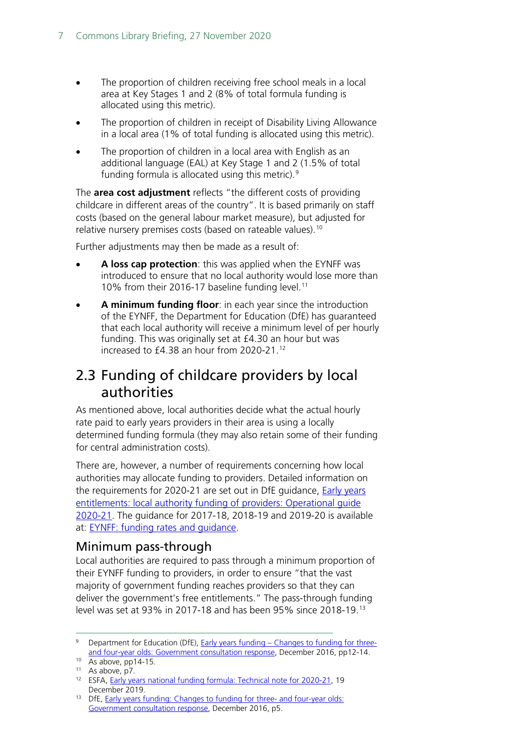- The proportion of children receiving free school meals in a local area at Key Stages 1 and 2 (8% of total formula funding is allocated using this metric).
- The proportion of children in receipt of Disability Living Allowance in a local area (1% of total funding is allocated using this metric).
- The proportion of children in a local area with English as an additional language (EAL) at Key Stage 1 and 2 (1.5% of total funding formula is allocated using this metric).[9]

The **area cost adjustment** reflects "the different costs of providing childcare in different areas of the country". It is based primarily on staff costs (based on the general labour market measure), but adjusted for relative nursery premises costs (based on rateable values).[10]

Further adjustments may then be made as a result of:

- **A loss cap protection**: this was applied when the EYNFF was introduced to ensure that no local authority would lose more than 10% from their 2016-17 baseline funding level.[11]
- **A minimum funding floor**: in each year since the introduction of the EYNFF, the Department for Education (DfE) has guaranteed that each local authority will receive a minimum level of per hourly funding. This was originally set at £4.30 an hour but was increased to £4.38 an hour from 2020-21.[12]

## 2.3 Funding of childcare providers by local authorities

As mentioned above, local authorities decide what the actual hourly rate paid to early years providers in their area is using a locally determined funding formula (they may also retain some of their funding for central administration costs).

There are, however, a number of requirements concerning how local authorities may allocate funding to providers. Detailed information on the requirements for 2020-21 are set out in DfE guidance, Early years entitlements: local authority funding of providers: Operational guide 2020-21. The guidance for 2017-18, 2018-19 and 2019-20 is available at: EYNFF: funding rates and guidance.

### Minimum pass-through

Local authorities are required to pass through a minimum proportion of their EYNFF funding to providers, in order to ensure "that the vast majority of government funding reaches providers so that they can deliver the government's free entitlements." The pass-through funding level was set at 93% in 2017-18 and has been 95% since 2018-19.[13]

---

[9] Department for Education (DfE), Early years funding – Changes to funding for three- and four-year olds: Government consultation response, December 2016, pp12-14.

[10] As above, pp14-15.

[11] As above, p7.

[12] ESFA, Early years national funding formula: Technical note for 2020-21, 19 December 2019.

[13] DfE, Early years funding: Changes to funding for three- and four-year olds: Government consultation response, December 2016, p5.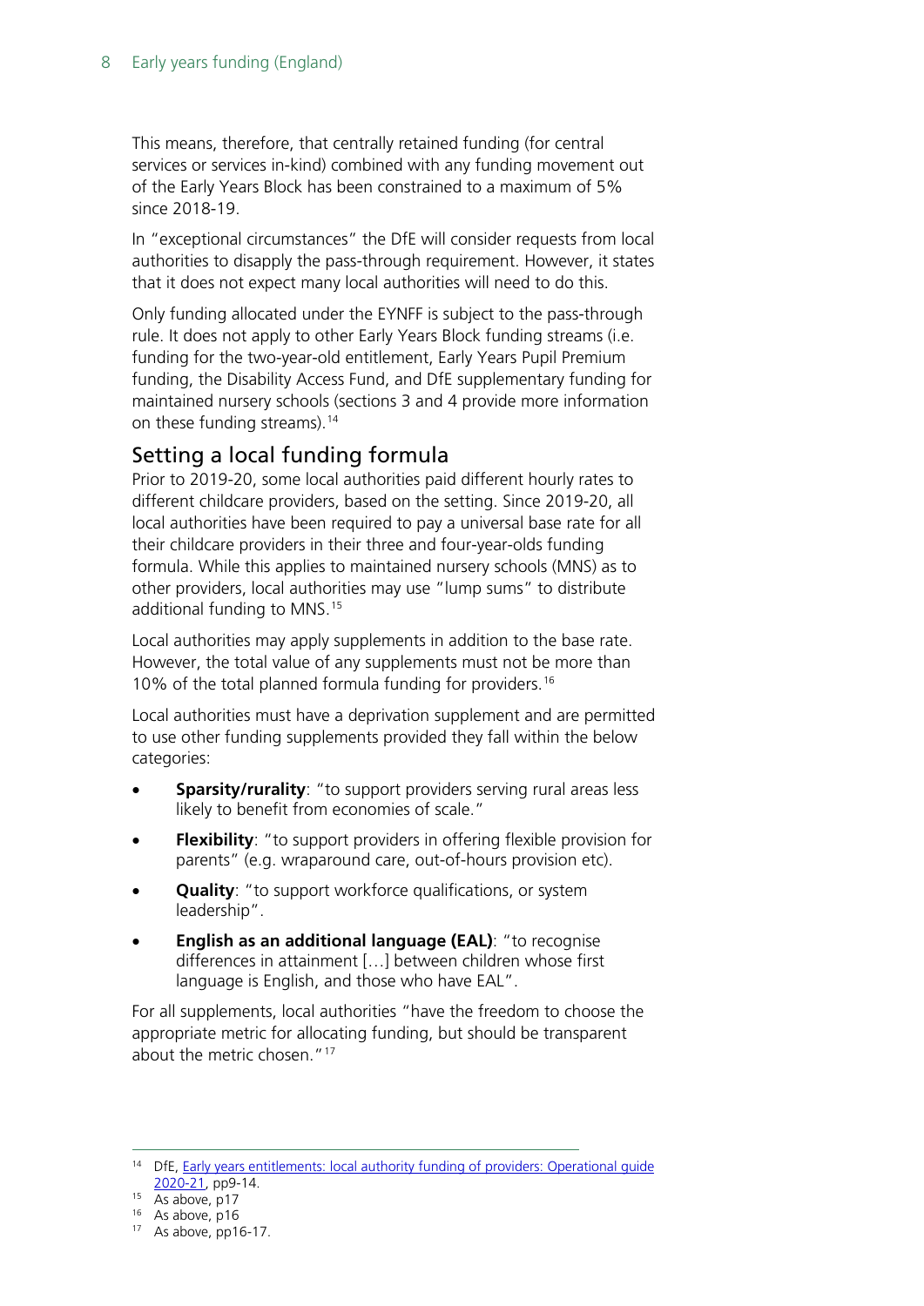This means, therefore, that centrally retained funding (for central services or services in-kind) combined with any funding movement out of the Early Years Block has been constrained to a maximum of 5% since 2018-19.

In "exceptional circumstances" the DfE will consider requests from local authorities to disapply the pass-through requirement. However, it states that it does not expect many local authorities will need to do this.

Only funding allocated under the EYNFF is subject to the pass-through rule. It does not apply to other Early Years Block funding streams (i.e. funding for the two-year-old entitlement, Early Years Pupil Premium funding, the Disability Access Fund, and DfE supplementary funding for maintained nursery schools (sections 3 and 4 provide more information on these funding streams).[14]

## Setting a local funding formula

Prior to 2019-20, some local authorities paid different hourly rates to different childcare providers, based on the setting. Since 2019-20, all local authorities have been required to pay a universal base rate for all their childcare providers in their three and four-year-olds funding formula. While this applies to maintained nursery schools (MNS) as to other providers, local authorities may use "lump sums" to distribute additional funding to MNS.[15]

Local authorities may apply supplements in addition to the base rate. However, the total value of any supplements must not be more than 10% of the total planned formula funding for providers.[16]

Local authorities must have a deprivation supplement and are permitted to use other funding supplements provided they fall within the below categories:

- **Sparsity/rurality**: "to support providers serving rural areas less likely to benefit from economies of scale."
- **Flexibility**: "to support providers in offering flexible provision for parents" (e.g. wraparound care, out-of-hours provision etc).
- **Quality**: "to support workforce qualifications, or system leadership".
- **English as an additional language (EAL)**: "to recognise differences in attainment […] between children whose first language is English, and those who have EAL".

For all supplements, local authorities "have the freedom to choose the appropriate metric for allocating funding, but should be transparent about the metric chosen."[17]

---

[14] DfE, Early years entitlements: local authority funding of providers: Operational guide 2020-21, pp9-14.

[15] As above, p17

[16] As above, p16

[17] As above, pp16-17.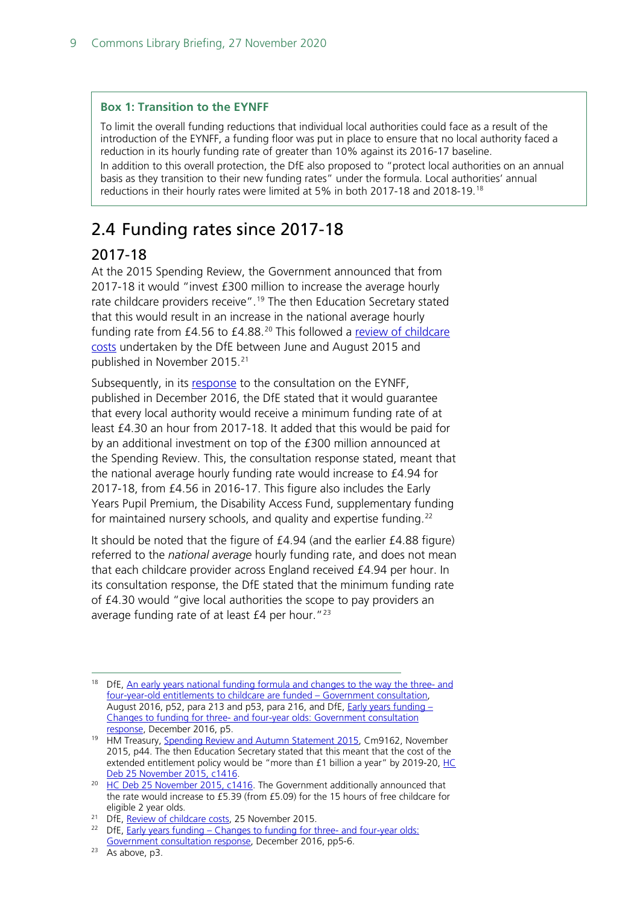**Box 1: Transition to the EYNFF**

To limit the overall funding reductions that individual local authorities could face as a result of the introduction of the EYNFF, a funding floor was put in place to ensure that no local authority faced a reduction in its hourly funding rate of greater than 10% against its 2016-17 baseline.

In addition to this overall protection, the DfE also proposed to "protect local authorities on an annual basis as they transition to their new funding rates" under the formula. Local authorities' annual reductions in their hourly rates were limited at 5% in both 2017-18 and 2018-19.[18]

## 2.4 Funding rates since 2017-18

### 2017-18

At the 2015 Spending Review, the Government announced that from 2017-18 it would "invest £300 million to increase the average hourly rate childcare providers receive".[19] The then Education Secretary stated that this would result in an increase in the national average hourly funding rate from £4.56 to £4.88.[20] This followed a review of childcare costs undertaken by the DfE between June and August 2015 and published in November 2015.[21]

Subsequently, in its response to the consultation on the EYNFF, published in December 2016, the DfE stated that it would guarantee that every local authority would receive a minimum funding rate of at least £4.30 an hour from 2017-18. It added that this would be paid for by an additional investment on top of the £300 million announced at the Spending Review. This, the consultation response stated, meant that the national average hourly funding rate would increase to £4.94 for 2017-18, from £4.56 in 2016-17. This figure also includes the Early Years Pupil Premium, the Disability Access Fund, supplementary funding for maintained nursery schools, and quality and expertise funding.[22]

It should be noted that the figure of £4.94 (and the earlier £4.88 figure) referred to the *national average* hourly funding rate, and does not mean that each childcare provider across England received £4.94 per hour. In its consultation response, the DfE stated that the minimum funding rate of £4.30 would "give local authorities the scope to pay providers an average funding rate of at least £4 per hour."[23]

---

[18] DfE, An early years national funding formula and changes to the way the three- and four-year-old entitlements to childcare are funded – Government consultation, August 2016, p52, para 213 and p53, para 216, and DfE, Early years funding – Changes to funding for three- and four-year olds: Government consultation response, December 2016, p5.

[19] HM Treasury, Spending Review and Autumn Statement 2015, Cm9162, November 2015, p44. The then Education Secretary stated that this meant that the cost of the extended entitlement policy would be "more than £1 billion a year" by 2019-20, HC Deb 25 November 2015, c1416.

[20] HC Deb 25 November 2015, c1416. The Government additionally announced that the rate would increase to £5.39 (from £5.09) for the 15 hours of free childcare for eligible 2 year olds.

[21] DfE, Review of childcare costs, 25 November 2015.

[22] DfE, Early years funding – Changes to funding for three- and four-year olds: Government consultation response, December 2016, pp5-6.

[23] As above, p3.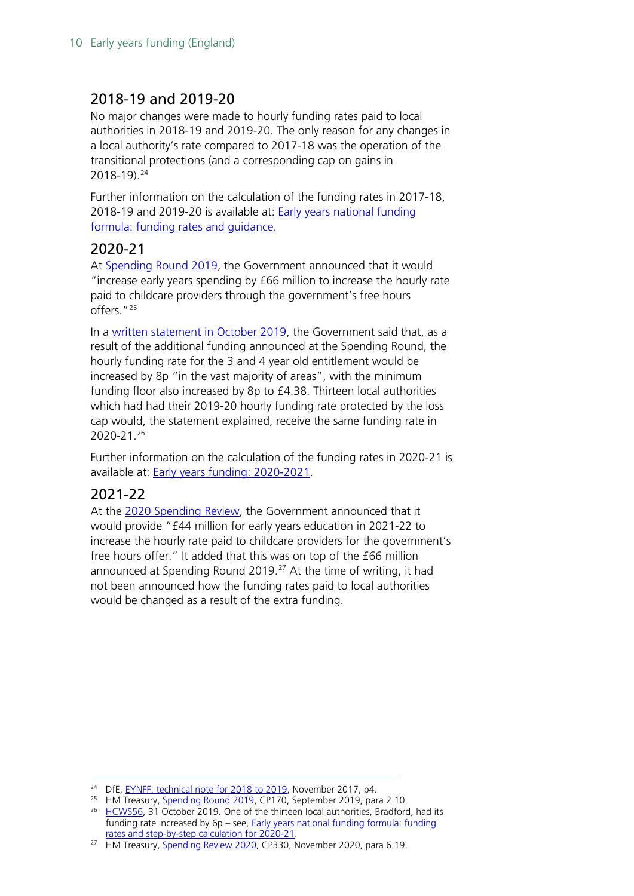## 2018-19 and 2019-20

No major changes were made to hourly funding rates paid to local authorities in 2018-19 and 2019-20. The only reason for any changes in a local authority's rate compared to 2017-18 was the operation of the transitional protections (and a corresponding cap on gains in 2018-19).[24]

Further information on the calculation of the funding rates in 2017-18, 2018-19 and 2019-20 is available at: Early years national funding formula: funding rates and guidance.

## 2020-21

At Spending Round 2019, the Government announced that it would "increase early years spending by £66 million to increase the hourly rate paid to childcare providers through the government's free hours offers."[25]

In a written statement in October 2019, the Government said that, as a result of the additional funding announced at the Spending Round, the hourly funding rate for the 3 and 4 year old entitlement would be increased by 8p "in the vast majority of areas", with the minimum funding floor also increased by 8p to £4.38. Thirteen local authorities which had had their 2019-20 hourly funding rate protected by the loss cap would, the statement explained, receive the same funding rate in 2020-21.[26]

Further information on the calculation of the funding rates in 2020-21 is available at: Early years funding: 2020-2021.

## 2021-22

At the 2020 Spending Review, the Government announced that it would provide "£44 million for early years education in 2021-22 to increase the hourly rate paid to childcare providers for the government's free hours offer." It added that this was on top of the £66 million announced at Spending Round 2019.[27] At the time of writing, it had not been announced how the funding rates paid to local authorities would be changed as a result of the extra funding.

---

[24] DfE, EYNFF: technical note for 2018 to 2019, November 2017, p4.

[25] HM Treasury, Spending Round 2019, CP170, September 2019, para 2.10.

[26] HCWS56, 31 October 2019. One of the thirteen local authorities, Bradford, had its funding rate increased by 6p – see, Early years national funding formula: funding rates and step-by-step calculation for 2020-21.

[27] HM Treasury, Spending Review 2020, CP330, November 2020, para 6.19.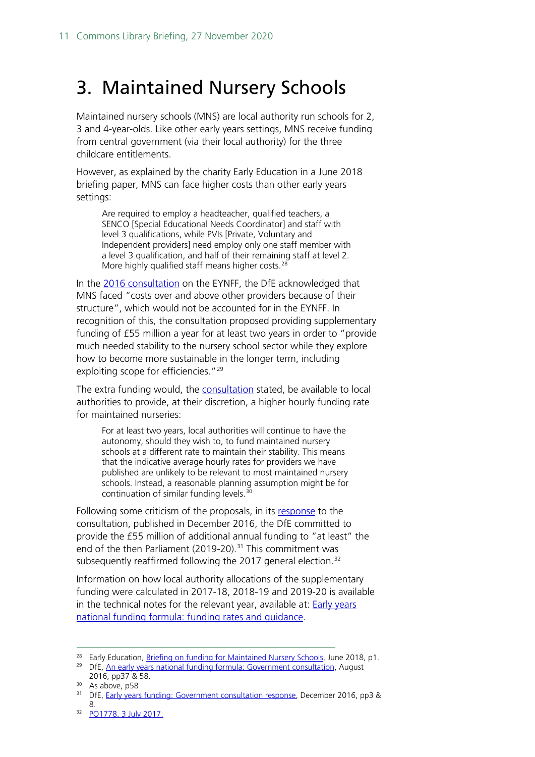# 3. Maintained Nursery Schools

Maintained nursery schools (MNS) are local authority run schools for 2, 3 and 4-year-olds. Like other early years settings, MNS receive funding from central government (via their local authority) for the three childcare entitlements.

However, as explained by the charity Early Education in a June 2018 briefing paper, MNS can face higher costs than other early years settings:

> Are required to employ a headteacher, qualified teachers, a SENCO [Special Educational Needs Coordinator] and staff with level 3 qualifications, while PVIs [Private, Voluntary and Independent providers] need employ only one staff member with a level 3 qualification, and half of their remaining staff at level 2. More highly qualified staff means higher costs.[28]

In the 2016 consultation on the EYNFF, the DfE acknowledged that MNS faced "costs over and above other providers because of their structure", which would not be accounted for in the EYNFF. In recognition of this, the consultation proposed providing supplementary funding of £55 million a year for at least two years in order to "provide much needed stability to the nursery school sector while they explore how to become more sustainable in the longer term, including exploiting scope for efficiencies."[29]

The extra funding would, the consultation stated, be available to local authorities to provide, at their discretion, a higher hourly funding rate for maintained nurseries:

> For at least two years, local authorities will continue to have the autonomy, should they wish to, to fund maintained nursery schools at a different rate to maintain their stability. This means that the indicative average hourly rates for providers we have published are unlikely to be relevant to most maintained nursery schools. Instead, a reasonable planning assumption might be for continuation of similar funding levels.[30]

Following some criticism of the proposals, in its response to the consultation, published in December 2016, the DfE committed to provide the £55 million of additional annual funding to "at least" the end of the then Parliament (2019-20).[31] This commitment was subsequently reaffirmed following the 2017 general election.[32]

Information on how local authority allocations of the supplementary funding were calculated in 2017-18, 2018-19 and 2019-20 is available in the technical notes for the relevant year, available at: Early years national funding formula: funding rates and guidance.

---

[28] Early Education, Briefing on funding for Maintained Nursery Schools, June 2018, p1.

[29] DfE, An early years national funding formula: Government consultation, August 2016, pp37 & 58.

[30] As above, p58

[31] DfE, Early years funding: Government consultation response, December 2016, pp3 & 8.

[32] PQ1778, 3 July 2017.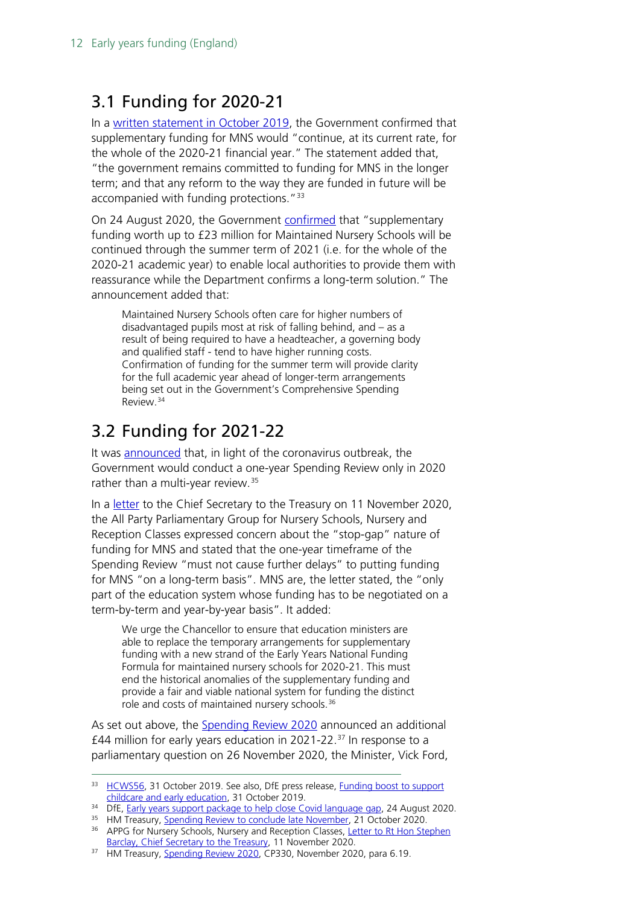## 3.1 Funding for 2020-21

In a written statement in October 2019, the Government confirmed that supplementary funding for MNS would "continue, at its current rate, for the whole of the 2020-21 financial year." The statement added that, "the government remains committed to funding for MNS in the longer term; and that any reform to the way they are funded in future will be accompanied with funding protections."[33]

On 24 August 2020, the Government confirmed that "supplementary funding worth up to £23 million for Maintained Nursery Schools will be continued through the summer term of 2021 (i.e. for the whole of the 2020-21 academic year) to enable local authorities to provide them with reassurance while the Department confirms a long-term solution." The announcement added that:

> Maintained Nursery Schools often care for higher numbers of disadvantaged pupils most at risk of falling behind, and – as a result of being required to have a headteacher, a governing body and qualified staff - tend to have higher running costs. Confirmation of funding for the summer term will provide clarity for the full academic year ahead of longer-term arrangements being set out in the Government's Comprehensive Spending Review.[34]

## 3.2 Funding for 2021-22

It was announced that, in light of the coronavirus outbreak, the Government would conduct a one-year Spending Review only in 2020 rather than a multi-year review.[35]

In a letter to the Chief Secretary to the Treasury on 11 November 2020, the All Party Parliamentary Group for Nursery Schools, Nursery and Reception Classes expressed concern about the "stop-gap" nature of funding for MNS and stated that the one-year timeframe of the Spending Review "must not cause further delays" to putting funding for MNS "on a long-term basis". MNS are, the letter stated, the "only part of the education system whose funding has to be negotiated on a term-by-term and year-by-year basis". It added:

> We urge the Chancellor to ensure that education ministers are able to replace the temporary arrangements for supplementary funding with a new strand of the Early Years National Funding Formula for maintained nursery schools for 2020-21. This must end the historical anomalies of the supplementary funding and provide a fair and viable national system for funding the distinct role and costs of maintained nursery schools.[36]

As set out above, the Spending Review 2020 announced an additional £44 million for early years education in 2021-22.[37] In response to a parliamentary question on 26 November 2020, the Minister, Vick Ford,

---

[33] HCWS56, 31 October 2019. See also, DfE press release, Funding boost to support childcare and early education, 31 October 2019.

[34] DfE, Early years support package to help close Covid language gap, 24 August 2020.

[35] HM Treasury, Spending Review to conclude late November, 21 October 2020.

[36] APPG for Nursery Schools, Nursery and Reception Classes, Letter to Rt Hon Stephen Barclay, Chief Secretary to the Treasury, 11 November 2020.

[37] HM Treasury, Spending Review 2020, CP330, November 2020, para 6.19.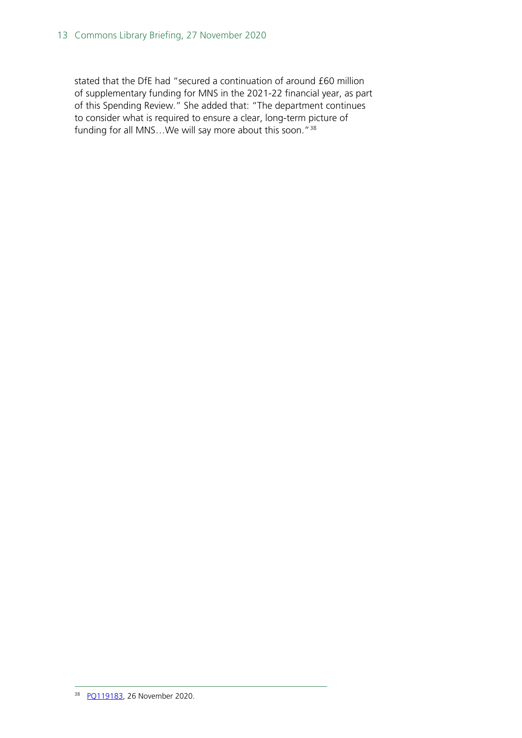stated that the DfE had "secured a continuation of around £60 million of supplementary funding for MNS in the 2021-22 financial year, as part of this Spending Review." She added that: "The department continues to consider what is required to ensure a clear, long-term picture of funding for all MNS…We will say more about this soon."[38]

---

[38] PQ119183, 26 November 2020.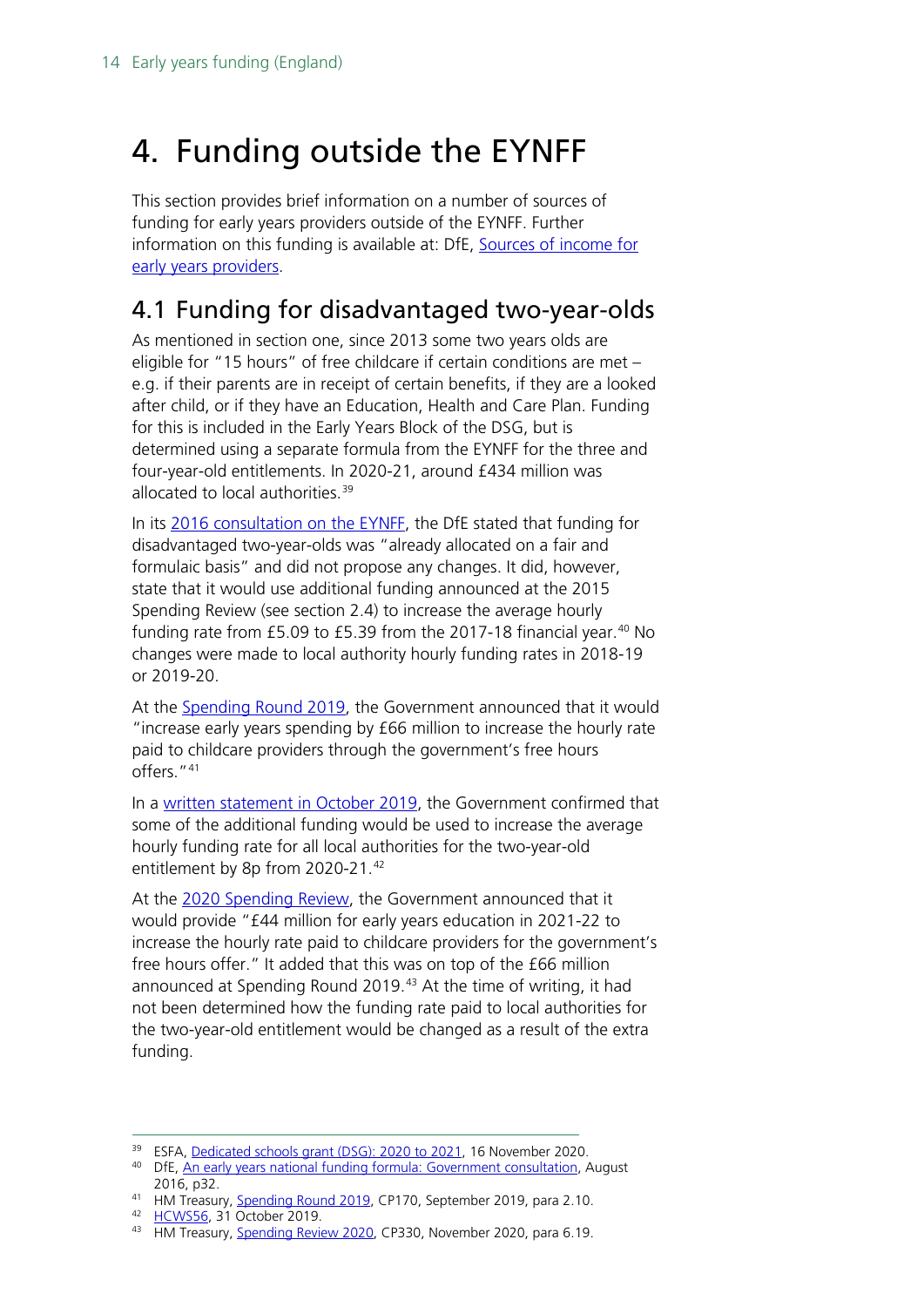# 4. Funding outside the EYNFF

This section provides brief information on a number of sources of funding for early years providers outside of the EYNFF. Further information on this funding is available at: DfE, Sources of income for early years providers.

## 4.1 Funding for disadvantaged two-year-olds

As mentioned in section one, since 2013 some two years olds are eligible for "15 hours" of free childcare if certain conditions are met – e.g. if their parents are in receipt of certain benefits, if they are a looked after child, or if they have an Education, Health and Care Plan. Funding for this is included in the Early Years Block of the DSG, but is determined using a separate formula from the EYNFF for the three and four-year-old entitlements. In 2020-21, around £434 million was allocated to local authorities.[39]

In its 2016 consultation on the EYNFF, the DfE stated that funding for disadvantaged two-year-olds was "already allocated on a fair and formulaic basis" and did not propose any changes. It did, however, state that it would use additional funding announced at the 2015 Spending Review (see section 2.4) to increase the average hourly funding rate from £5.09 to £5.39 from the 2017-18 financial year.[40] No changes were made to local authority hourly funding rates in 2018-19 or 2019-20.

At the Spending Round 2019, the Government announced that it would "increase early years spending by £66 million to increase the hourly rate paid to childcare providers through the government's free hours offers."[41]

In a written statement in October 2019, the Government confirmed that some of the additional funding would be used to increase the average hourly funding rate for all local authorities for the two-year-old entitlement by 8p from 2020-21.[42]

At the 2020 Spending Review, the Government announced that it would provide "£44 million for early years education in 2021-22 to increase the hourly rate paid to childcare providers for the government's free hours offer." It added that this was on top of the £66 million announced at Spending Round 2019.[43] At the time of writing, it had not been determined how the funding rate paid to local authorities for the two-year-old entitlement would be changed as a result of the extra funding.

---

[39] ESFA, Dedicated schools grant (DSG): 2020 to 2021, 16 November 2020.

[40] DfE, An early years national funding formula: Government consultation, August 2016, p32.

[41] HM Treasury, Spending Round 2019, CP170, September 2019, para 2.10.

[42] HCWS56, 31 October 2019.

[43] HM Treasury, Spending Review 2020, CP330, November 2020, para 6.19.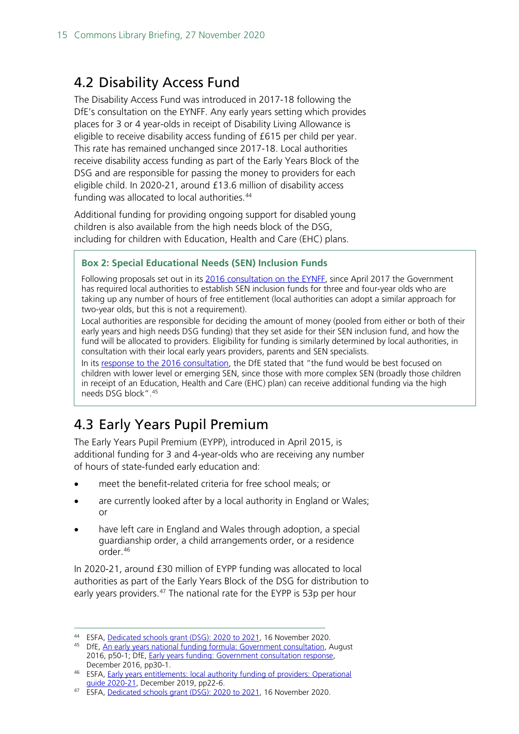## 4.2 Disability Access Fund

The Disability Access Fund was introduced in 2017-18 following the DfE's consultation on the EYNFF. Any early years setting which provides places for 3 or 4 year-olds in receipt of Disability Living Allowance is eligible to receive disability access funding of £615 per child per year. This rate has remained unchanged since 2017-18. Local authorities receive disability access funding as part of the Early Years Block of the DSG and are responsible for passing the money to providers for each eligible child. In 2020-21, around £13.6 million of disability access funding was allocated to local authorities.[44]

Additional funding for providing ongoing support for disabled young children is also available from the high needs block of the DSG, including for children with Education, Health and Care (EHC) plans.

> **Box 2: Special Educational Needs (SEN) Inclusion Funds**
>
> Following proposals set out in its 2016 consultation on the EYNFF, since April 2017 the Government has required local authorities to establish SEN inclusion funds for three and four-year olds who are taking up any number of hours of free entitlement (local authorities can adopt a similar approach for two-year olds, but this is not a requirement).
>
> Local authorities are responsible for deciding the amount of money (pooled from either or both of their early years and high needs DSG funding) that they set aside for their SEN inclusion fund, and how the fund will be allocated to providers. Eligibility for funding is similarly determined by local authorities, in consultation with their local early years providers, parents and SEN specialists.
>
> In its response to the 2016 consultation, the DfE stated that "the fund would be best focused on children with lower level or emerging SEN, since those with more complex SEN (broadly those children in receipt of an Education, Health and Care (EHC) plan) can receive additional funding via the high needs DSG block".[45]

## 4.3 Early Years Pupil Premium

The Early Years Pupil Premium (EYPP), introduced in April 2015, is additional funding for 3 and 4-year-olds who are receiving any number of hours of state-funded early education and:

- meet the benefit-related criteria for free school meals; or
- are currently looked after by a local authority in England or Wales; or
- have left care in England and Wales through adoption, a special guardianship order, a child arrangements order, or a residence order.[46]

In 2020-21, around £30 million of EYPP funding was allocated to local authorities as part of the Early Years Block of the DSG for distribution to early years providers.[47] The national rate for the EYPP is 53p per hour

---

[44] ESFA, Dedicated schools grant (DSG): 2020 to 2021, 16 November 2020.

[45] DfE, An early years national funding formula: Government consultation, August 2016, p50-1; DfE, Early years funding: Government consultation response, December 2016, pp30-1.

[46] ESFA, Early years entitlements: local authority funding of providers: Operational guide 2020-21, December 2019, pp22-6.

[47] ESFA, Dedicated schools grant (DSG): 2020 to 2021, 16 November 2020.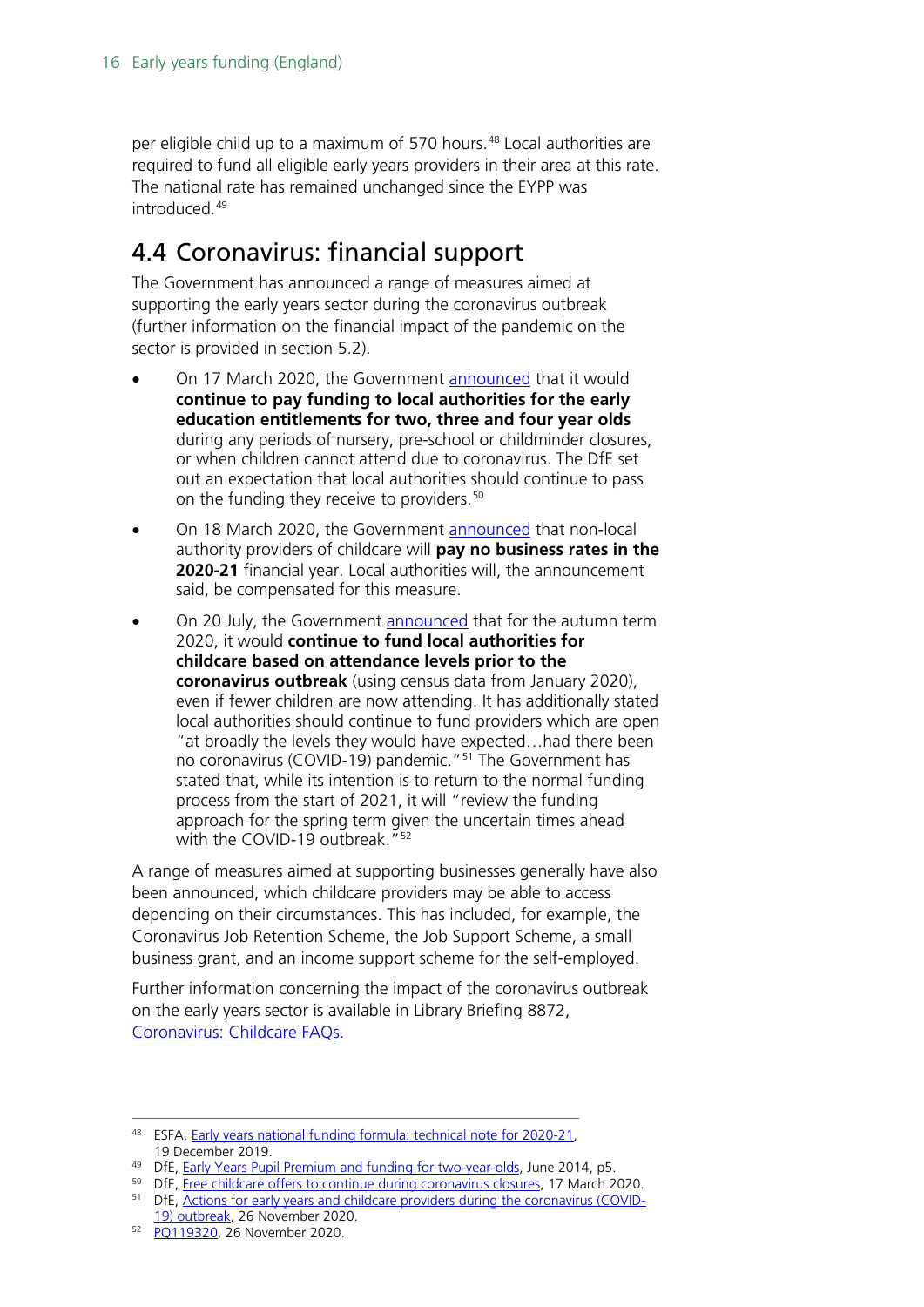per eligible child up to a maximum of 570 hours.[48] Local authorities are required to fund all eligible early years providers in their area at this rate. The national rate has remained unchanged since the EYPP was introduced.[49]

## 4.4 Coronavirus: financial support

The Government has announced a range of measures aimed at supporting the early years sector during the coronavirus outbreak (further information on the financial impact of the pandemic on the sector is provided in section 5.2).

- On 17 March 2020, the Government announced that it would **continue to pay funding to local authorities for the early education entitlements for two, three and four year olds** during any periods of nursery, pre-school or childminder closures, or when children cannot attend due to coronavirus. The DfE set out an expectation that local authorities should continue to pass on the funding they receive to providers.[50]
- On 18 March 2020, the Government announced that non-local authority providers of childcare will **pay no business rates in the 2020-21** financial year. Local authorities will, the announcement said, be compensated for this measure.
- On 20 July, the Government announced that for the autumn term 2020, it would **continue to fund local authorities for childcare based on attendance levels prior to the coronavirus outbreak** (using census data from January 2020), even if fewer children are now attending. It has additionally stated local authorities should continue to fund providers which are open "at broadly the levels they would have expected…had there been no coronavirus (COVID-19) pandemic."[51] The Government has stated that, while its intention is to return to the normal funding process from the start of 2021, it will "review the funding approach for the spring term given the uncertain times ahead with the COVID-19 outbreak."[52]

A range of measures aimed at supporting businesses generally have also been announced, which childcare providers may be able to access depending on their circumstances. This has included, for example, the Coronavirus Job Retention Scheme, the Job Support Scheme, a small business grant, and an income support scheme for the self-employed.

Further information concerning the impact of the coronavirus outbreak on the early years sector is available in Library Briefing 8872, Coronavirus: Childcare FAQs.

---

[48] ESFA, Early years national funding formula: technical note for 2020-21, 19 December 2019.

[49] DfE, Early Years Pupil Premium and funding for two-year-olds, June 2014, p5.

[50] DfE, Free childcare offers to continue during coronavirus closures, 17 March 2020.

[51] DfE, Actions for early years and childcare providers during the coronavirus (COVID-19) outbreak, 26 November 2020.

[52] PQ119320, 26 November 2020.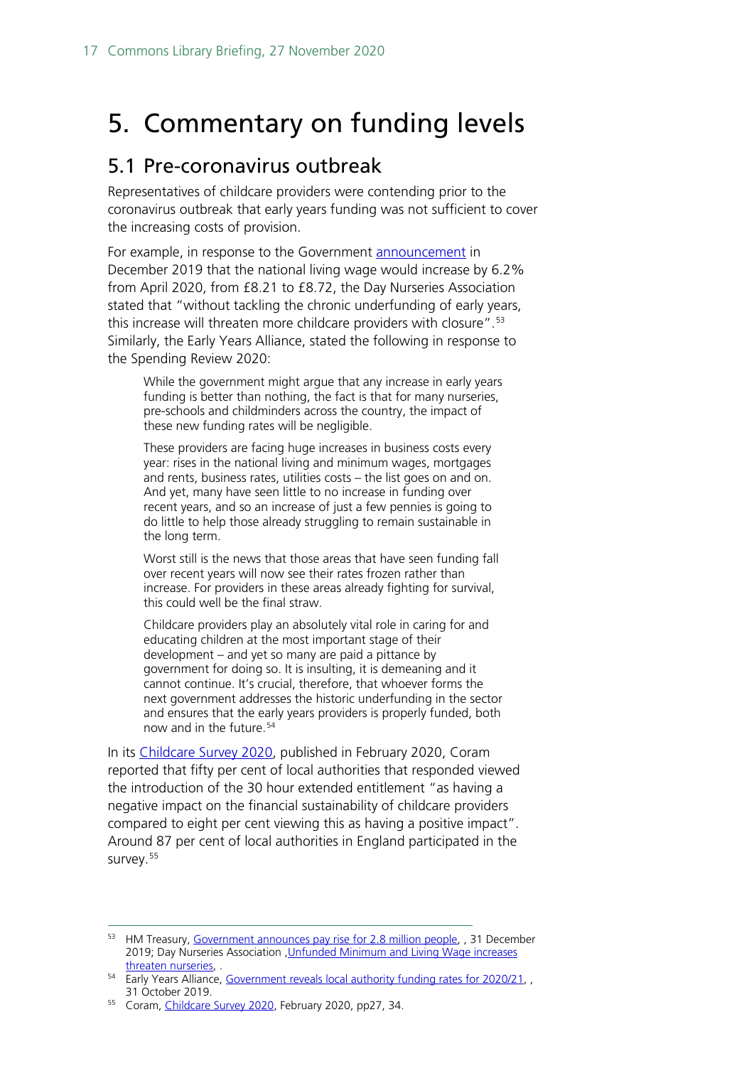# 5. Commentary on funding levels

## 5.1 Pre-coronavirus outbreak

Representatives of childcare providers were contending prior to the coronavirus outbreak that early years funding was not sufficient to cover the increasing costs of provision.

For example, in response to the Government announcement in December 2019 that the national living wage would increase by 6.2% from April 2020, from £8.21 to £8.72, the Day Nurseries Association stated that "without tackling the chronic underfunding of early years, this increase will threaten more childcare providers with closure".[53] Similarly, the Early Years Alliance, stated the following in response to the Spending Review 2020:

> While the government might argue that any increase in early years funding is better than nothing, the fact is that for many nurseries, pre-schools and childminders across the country, the impact of these new funding rates will be negligible.
>
> These providers are facing huge increases in business costs every year: rises in the national living and minimum wages, mortgages and rents, business rates, utilities costs – the list goes on and on. And yet, many have seen little to no increase in funding over recent years, and so an increase of just a few pennies is going to do little to help those already struggling to remain sustainable in the long term.
>
> Worst still is the news that those areas that have seen funding fall over recent years will now see their rates frozen rather than increase. For providers in these areas already fighting for survival, this could well be the final straw.
>
> Childcare providers play an absolutely vital role in caring for and educating children at the most important stage of their development – and yet so many are paid a pittance by government for doing so. It is insulting, it is demeaning and it cannot continue. It's crucial, therefore, that whoever forms the next government addresses the historic underfunding in the sector and ensures that the early years providers is properly funded, both now and in the future.[54]

In its Childcare Survey 2020, published in February 2020, Coram reported that fifty per cent of local authorities that responded viewed the introduction of the 30 hour extended entitlement "as having a negative impact on the financial sustainability of childcare providers compared to eight per cent viewing this as having a positive impact". Around 87 per cent of local authorities in England participated in the survey.[55]

---

[53] HM Treasury, Government announces pay rise for 2.8 million people, , 31 December 2019; Day Nurseries Association ,Unfunded Minimum and Living Wage increases threaten nurseries, .

[54] Early Years Alliance, Government reveals local authority funding rates for 2020/21, , 31 October 2019.

[55] Coram, Childcare Survey 2020, February 2020, pp27, 34.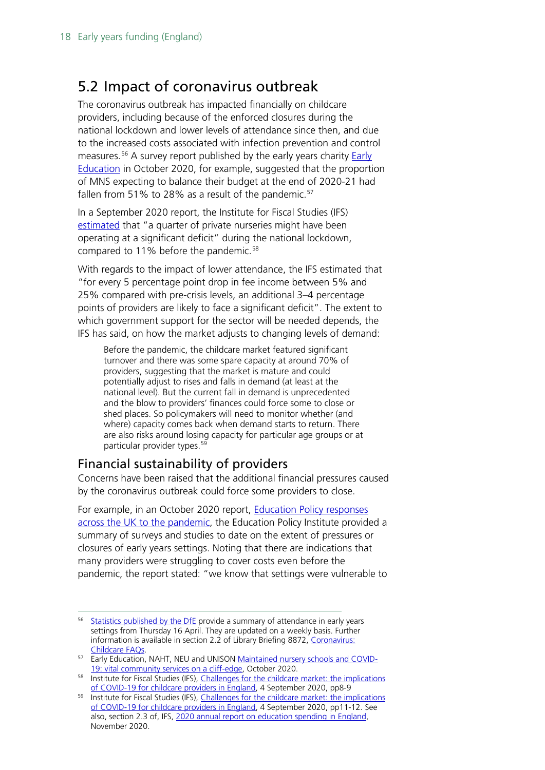## 5.2 Impact of coronavirus outbreak

The coronavirus outbreak has impacted financially on childcare providers, including because of the enforced closures during the national lockdown and lower levels of attendance since then, and due to the increased costs associated with infection prevention and control measures.[56] A survey report published by the early years charity Early Education in October 2020, for example, suggested that the proportion of MNS expecting to balance their budget at the end of 2020-21 had fallen from 51% to 28% as a result of the pandemic.[57]

In a September 2020 report, the Institute for Fiscal Studies (IFS) estimated that "a quarter of private nurseries might have been operating at a significant deficit" during the national lockdown, compared to 11% before the pandemic.[58]

With regards to the impact of lower attendance, the IFS estimated that "for every 5 percentage point drop in fee income between 5% and 25% compared with pre-crisis levels, an additional 3–4 percentage points of providers are likely to face a significant deficit". The extent to which government support for the sector will be needed depends, the IFS has said, on how the market adjusts to changing levels of demand:

> Before the pandemic, the childcare market featured significant turnover and there was some spare capacity at around 70% of providers, suggesting that the market is mature and could potentially adjust to rises and falls in demand (at least at the national level). But the current fall in demand is unprecedented and the blow to providers' finances could force some to close or shed places. So policymakers will need to monitor whether (and where) capacity comes back when demand starts to return. There are also risks around losing capacity for particular age groups or at particular provider types.[59]

### Financial sustainability of providers

Concerns have been raised that the additional financial pressures caused by the coronavirus outbreak could force some providers to close.

For example, in an October 2020 report, Education Policy responses across the UK to the pandemic, the Education Policy Institute provided a summary of surveys and studies to date on the extent of pressures or closures of early years settings. Noting that there are indications that many providers were struggling to cover costs even before the pandemic, the report stated: "we know that settings were vulnerable to

---

[56] Statistics published by the DfE provide a summary of attendance in early years settings from Thursday 16 April. They are updated on a weekly basis. Further information is available in section 2.2 of Library Briefing 8872, Coronavirus: Childcare FAQs.

[57] Early Education, NAHT, NEU and UNISON Maintained nursery schools and COVID-19: vital community services on a cliff-edge, October 2020.

[58] Institute for Fiscal Studies (IFS), Challenges for the childcare market: the implications of COVID-19 for childcare providers in England, 4 September 2020, pp8-9

[59] Institute for Fiscal Studies (IFS), Challenges for the childcare market: the implications of COVID-19 for childcare providers in England, 4 September 2020, pp11-12. See also, section 2.3 of, IFS, 2020 annual report on education spending in England, November 2020.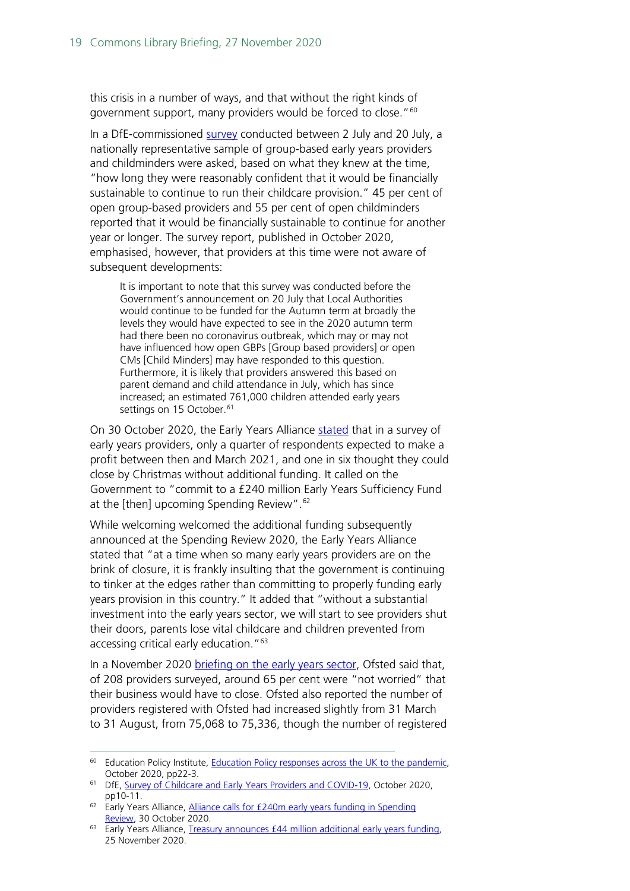this crisis in a number of ways, and that without the right kinds of government support, many providers would be forced to close."[60]

In a DfE-commissioned survey conducted between 2 July and 20 July, a nationally representative sample of group-based early years providers and childminders were asked, based on what they knew at the time, "how long they were reasonably confident that it would be financially sustainable to continue to run their childcare provision." 45 per cent of open group-based providers and 55 per cent of open childminders reported that it would be financially sustainable to continue for another year or longer. The survey report, published in October 2020, emphasised, however, that providers at this time were not aware of subsequent developments:

> It is important to note that this survey was conducted before the Government's announcement on 20 July that Local Authorities would continue to be funded for the Autumn term at broadly the levels they would have expected to see in the 2020 autumn term had there been no coronavirus outbreak, which may or may not have influenced how open GBPs [Group based providers] or open CMs [Child Minders] may have responded to this question. Furthermore, it is likely that providers answered this based on parent demand and child attendance in July, which has since increased; an estimated 761,000 children attended early years settings on 15 October.[61]

On 30 October 2020, the Early Years Alliance stated that in a survey of early years providers, only a quarter of respondents expected to make a profit between then and March 2021, and one in six thought they could close by Christmas without additional funding. It called on the Government to "commit to a £240 million Early Years Sufficiency Fund at the [then] upcoming Spending Review".[62]

While welcoming welcomed the additional funding subsequently announced at the Spending Review 2020, the Early Years Alliance stated that "at a time when so many early years providers are on the brink of closure, it is frankly insulting that the government is continuing to tinker at the edges rather than committing to properly funding early years provision in this country." It added that "without a substantial investment into the early years sector, we will start to see providers shut their doors, parents lose vital childcare and children prevented from accessing critical early education."[63]

In a November 2020 briefing on the early years sector, Ofsted said that, of 208 providers surveyed, around 65 per cent were "not worried" that their business would have to close. Ofsted also reported the number of providers registered with Ofsted had increased slightly from 31 March to 31 August, from 75,068 to 75,336, though the number of registered

---

[60] Education Policy Institute, Education Policy responses across the UK to the pandemic, October 2020, pp22-3.

[61] DfE, Survey of Childcare and Early Years Providers and COVID-19, October 2020, pp10-11.

[62] Early Years Alliance, Alliance calls for £240m early years funding in Spending Review, 30 October 2020.

[63] Early Years Alliance, Treasury announces £44 million additional early years funding, 25 November 2020.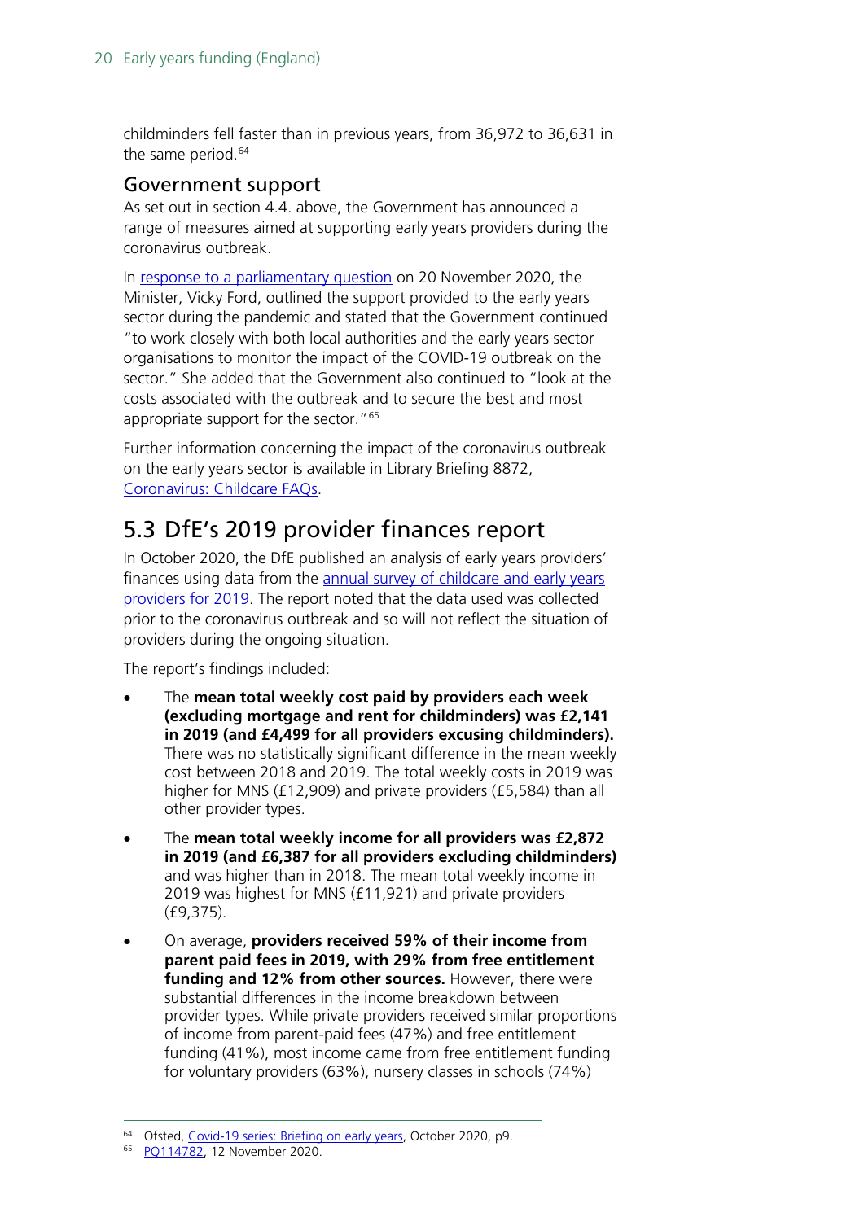childminders fell faster than in previous years, from 36,972 to 36,631 in the same period.[64]

### Government support

As set out in section 4.4. above, the Government has announced a range of measures aimed at supporting early years providers during the coronavirus outbreak.

In response to a parliamentary question on 20 November 2020, the Minister, Vicky Ford, outlined the support provided to the early years sector during the pandemic and stated that the Government continued "to work closely with both local authorities and the early years sector organisations to monitor the impact of the COVID-19 outbreak on the sector." She added that the Government also continued to "look at the costs associated with the outbreak and to secure the best and most appropriate support for the sector."[65]

Further information concerning the impact of the coronavirus outbreak on the early years sector is available in Library Briefing 8872, Coronavirus: Childcare FAQs.

## 5.3 DfE's 2019 provider finances report

In October 2020, the DfE published an analysis of early years providers' finances using data from the annual survey of childcare and early years providers for 2019. The report noted that the data used was collected prior to the coronavirus outbreak and so will not reflect the situation of providers during the ongoing situation.

The report's findings included:

- The **mean total weekly cost paid by providers each week (excluding mortgage and rent for childminders) was £2,141 in 2019 (and £4,499 for all providers excusing childminders).** There was no statistically significant difference in the mean weekly cost between 2018 and 2019. The total weekly costs in 2019 was higher for MNS (£12,909) and private providers (£5,584) than all other provider types.
- The **mean total weekly income for all providers was £2,872 in 2019 (and £6,387 for all providers excluding childminders)** and was higher than in 2018. The mean total weekly income in 2019 was highest for MNS (£11,921) and private providers (£9,375).
- On average, **providers received 59% of their income from parent paid fees in 2019, with 29% from free entitlement funding and 12% from other sources.** However, there were substantial differences in the income breakdown between provider types. While private providers received similar proportions of income from parent-paid fees (47%) and free entitlement funding (41%), most income came from free entitlement funding for voluntary providers (63%), nursery classes in schools (74%)

[64] Ofsted, Covid-19 series: Briefing on early years, October 2020, p9.

[65] PQ114782, 12 November 2020.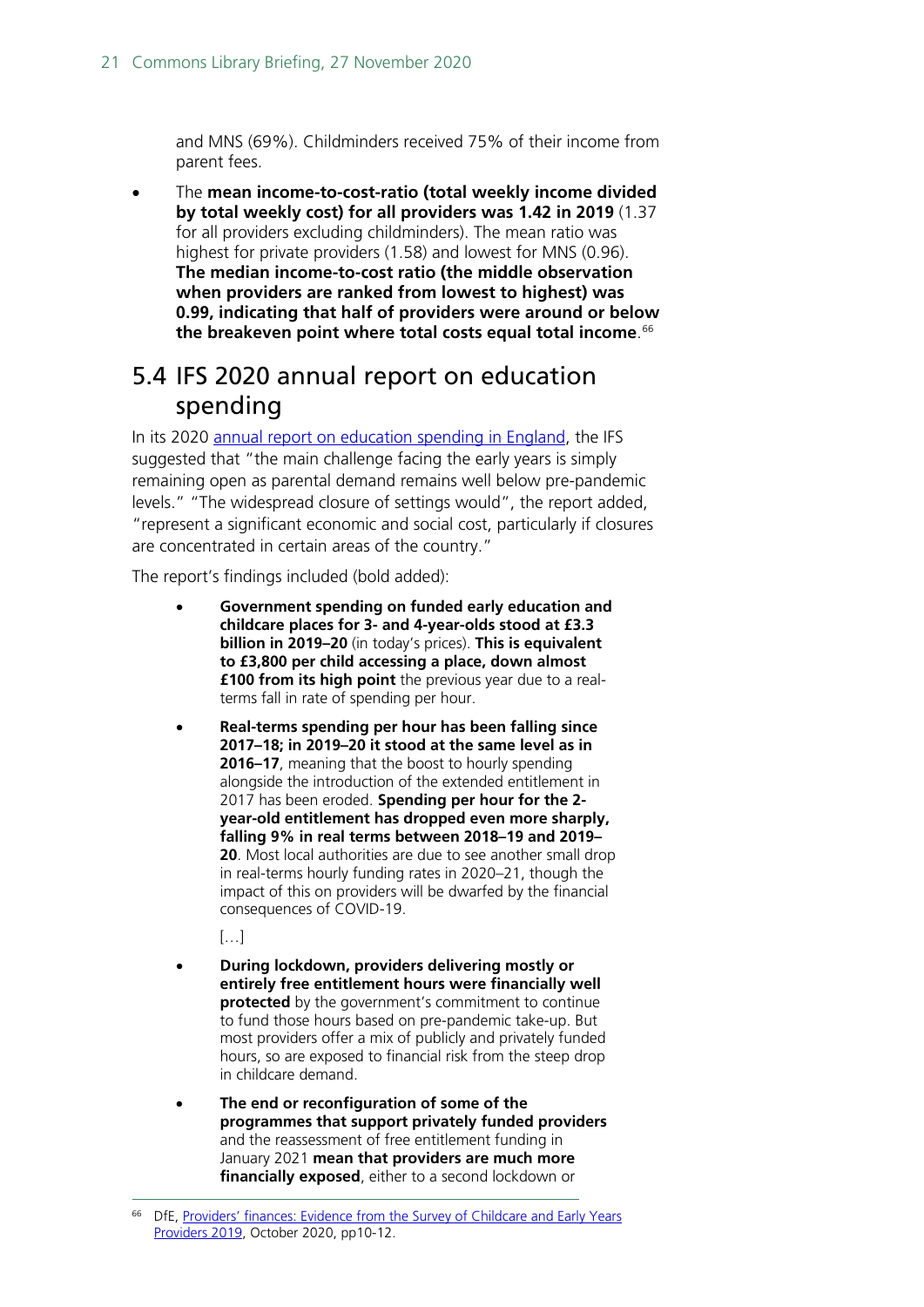and MNS (69%). Childminders received 75% of their income from parent fees.

- The **mean income-to-cost-ratio (total weekly income divided by total weekly cost) for all providers was 1.42 in 2019** (1.37 for all providers excluding childminders). The mean ratio was highest for private providers (1.58) and lowest for MNS (0.96). **The median income-to-cost ratio (the middle observation when providers are ranked from lowest to highest) was 0.99, indicating that half of providers were around or below the breakeven point where total costs equal total income**.[66]

## 5.4 IFS 2020 annual report on education spending

In its 2020 annual report on education spending in England, the IFS suggested that "the main challenge facing the early years is simply remaining open as parental demand remains well below pre-pandemic levels." "The widespread closure of settings would", the report added, "represent a significant economic and social cost, particularly if closures are concentrated in certain areas of the country."

The report's findings included (bold added):

- **Government spending on funded early education and childcare places for 3- and 4-year-olds stood at £3.3 billion in 2019–20** (in today's prices). **This is equivalent to £3,800 per child accessing a place, down almost £100 from its high point** the previous year due to a real-terms fall in rate of spending per hour.
- **Real-terms spending per hour has been falling since 2017–18; in 2019–20 it stood at the same level as in 2016–17**, meaning that the boost to hourly spending alongside the introduction of the extended entitlement in 2017 has been eroded. **Spending per hour for the 2-year-old entitlement has dropped even more sharply, falling 9% in real terms between 2018–19 and 2019–20**. Most local authorities are due to see another small drop in real-terms hourly funding rates in 2020–21, though the impact of this on providers will be dwarfed by the financial consequences of COVID-19.

  […]

- **During lockdown, providers delivering mostly or entirely free entitlement hours were financially well protected** by the government's commitment to continue to fund those hours based on pre-pandemic take-up. But most providers offer a mix of publicly and privately funded hours, so are exposed to financial risk from the steep drop in childcare demand.
- **The end or reconfiguration of some of the programmes that support privately funded providers** and the reassessment of free entitlement funding in January 2021 **mean that providers are much more financially exposed**, either to a second lockdown or

[66] DfE, Providers' finances: Evidence from the Survey of Childcare and Early Years Providers 2019, October 2020, pp10-12.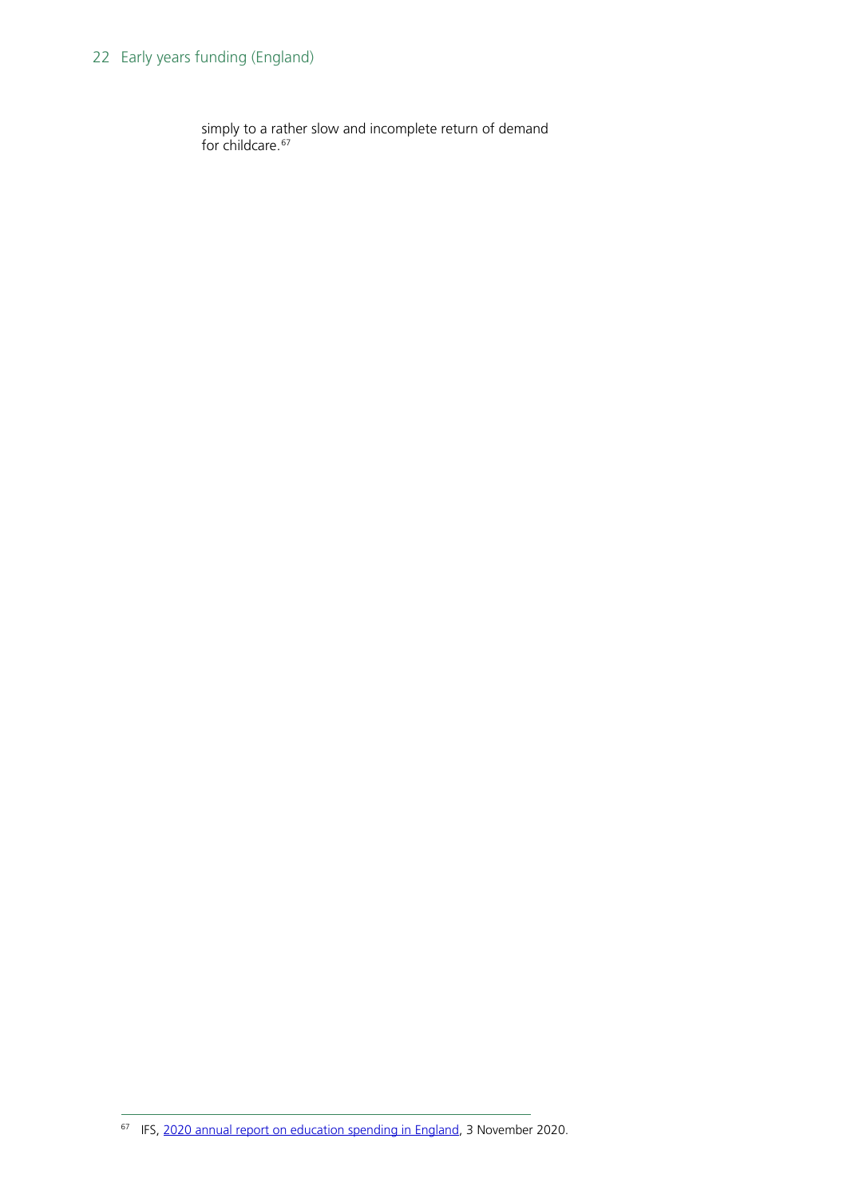simply to a rather slow and incomplete return of demand for childcare.[67]

---

[67] IFS, 2020 annual report on education spending in England, 3 November 2020.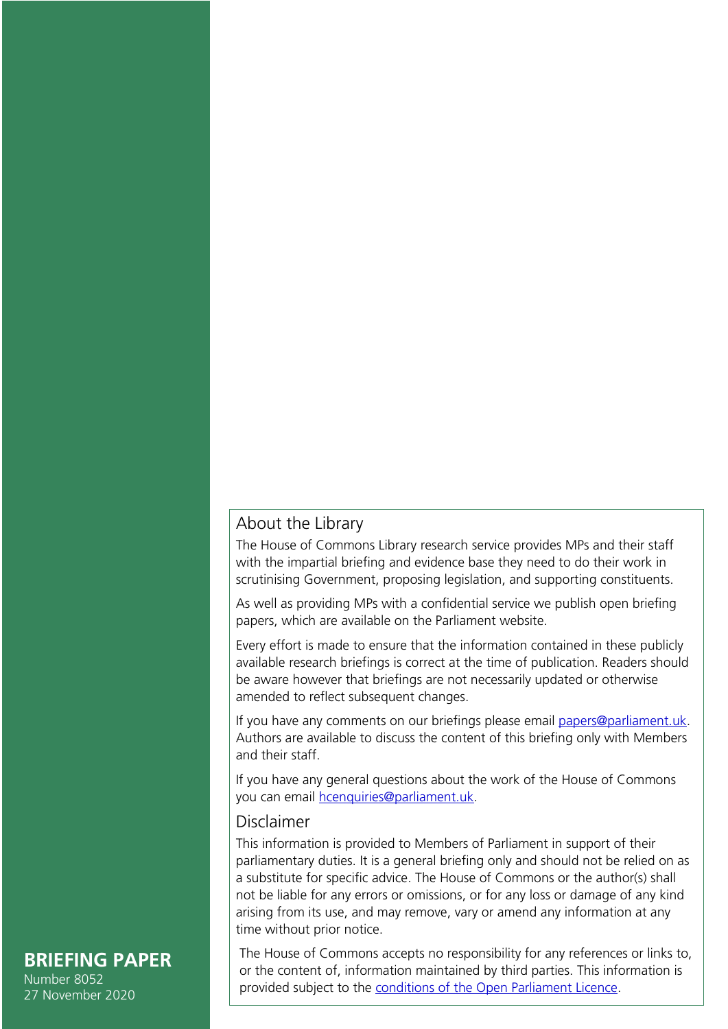## About the Library

The House of Commons Library research service provides MPs and their staff with the impartial briefing and evidence base they need to do their work in scrutinising Government, proposing legislation, and supporting constituents.

As well as providing MPs with a confidential service we publish open briefing papers, which are available on the Parliament website.

Every effort is made to ensure that the information contained in these publicly available research briefings is correct at the time of publication. Readers should be aware however that briefings are not necessarily updated or otherwise amended to reflect subsequent changes.

If you have any comments on our briefings please email papers@parliament.uk. Authors are available to discuss the content of this briefing only with Members and their staff.

If you have any general questions about the work of the House of Commons you can email hcenquiries@parliament.uk.

## Disclaimer

This information is provided to Members of Parliament in support of their parliamentary duties. It is a general briefing only and should not be relied on as a substitute for specific advice. The House of Commons or the author(s) shall not be liable for any errors or omissions, or for any loss or damage of any kind arising from its use, and may remove, vary or amend any information at any time without prior notice.

The House of Commons accepts no responsibility for any references or links to, or the content of, information maintained by third parties. This information is provided subject to the conditions of the Open Parliament Licence.

**BRIEFING PAPER**
Number 8052
27 November 2020